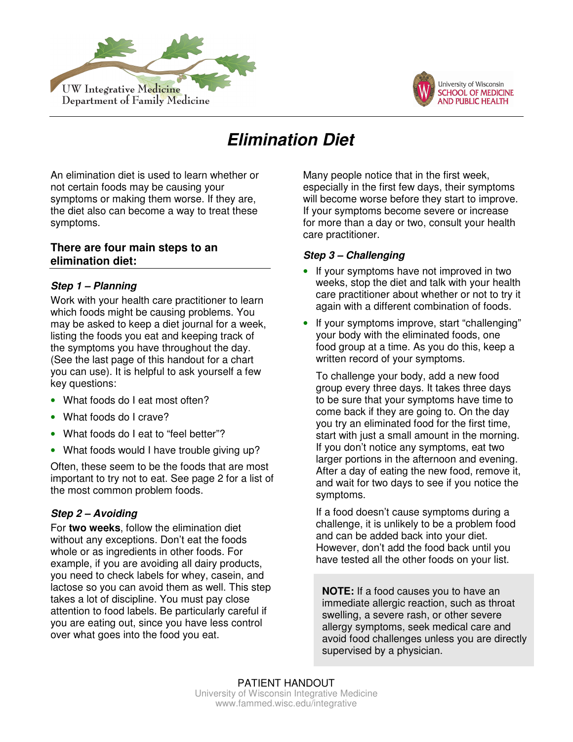UW Integrative Medicine
Department of Family Medicine

University of Wisconsin
SCHOOL OF MEDICINE AND PUBLIC HEALTH

# *Elimination Diet*

An elimination diet is used to learn whether or not certain foods may be causing your symptoms or making them worse. If they are, the diet also can become a way to treat these symptoms.

## There are four main steps to an elimination diet:

### *Step 1 – Planning*

Work with your health care practitioner to learn which foods might be causing problems. You may be asked to keep a diet journal for a week, listing the foods you eat and keeping track of the symptoms you have throughout the day. (See the last page of this handout for a chart you can use). It is helpful to ask yourself a few key questions:

- What foods do I eat most often?
- What foods do I crave?
- What foods do I eat to "feel better"?
- What foods would I have trouble giving up?

Often, these seem to be the foods that are most important to try not to eat. See page 2 for a list of the most common problem foods.

### *Step 2 – Avoiding*

For **two weeks**, follow the elimination diet without any exceptions. Don't eat the foods whole or as ingredients in other foods. For example, if you are avoiding all dairy products, you need to check labels for whey, casein, and lactose so you can avoid them as well. This step takes a lot of discipline. You must pay close attention to food labels. Be particularly careful if you are eating out, since you have less control over what goes into the food you eat.

Many people notice that in the first week, especially in the first few days, their symptoms will become worse before they start to improve. If your symptoms become severe or increase for more than a day or two, consult your health care practitioner.

### *Step 3 – Challenging*

- If your symptoms have not improved in two weeks, stop the diet and talk with your health care practitioner about whether or not to try it again with a different combination of foods.
- If your symptoms improve, start "challenging" your body with the eliminated foods, one food group at a time. As you do this, keep a written record of your symptoms.

  To challenge your body, add a new food group every three days. It takes three days to be sure that your symptoms have time to come back if they are going to. On the day you try an eliminated food for the first time, start with just a small amount in the morning. If you don't notice any symptoms, eat two larger portions in the afternoon and evening. After a day of eating the new food, remove it, and wait for two days to see if you notice the symptoms.

  If a food doesn't cause symptoms during a challenge, it is unlikely to be a problem food and can be added back into your diet. However, don't add the food back until you have tested all the other foods on your list.

**NOTE:** If a food causes you to have an immediate allergic reaction, such as throat swelling, a severe rash, or other severe allergy symptoms, seek medical care and avoid food challenges unless you are directly supervised by a physician.

PATIENT HANDOUT
University of Wisconsin Integrative Medicine
www.fammed.wisc.edu/integrative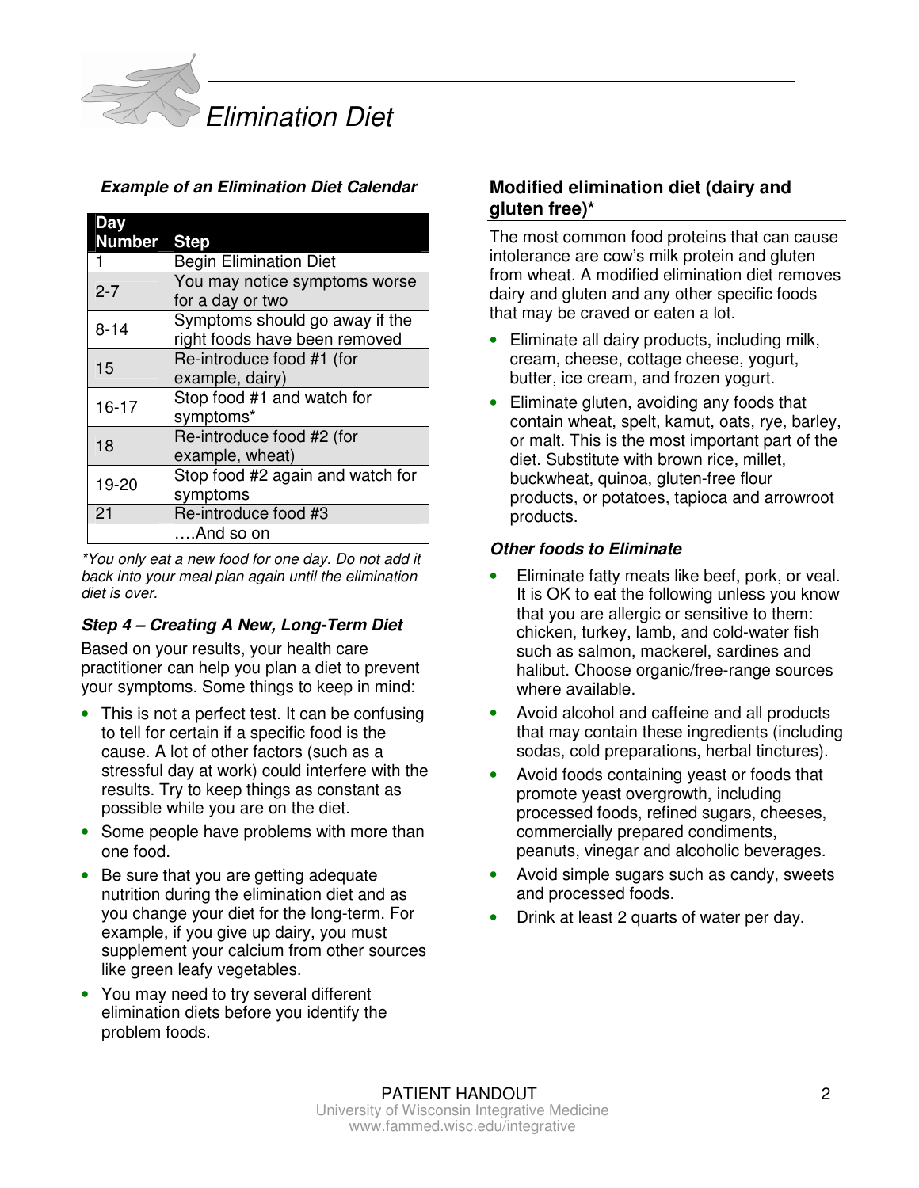*Example of an Elimination Diet Calendar*

| Day Number | Step |
|---|---|
| 1 | Begin Elimination Diet |
| 2-7 | You may notice symptoms worse for a day or two |
| 8-14 | Symptoms should go away if the right foods have been removed |
| 15 | Re-introduce food #1 (for example, dairy) |
| 16-17 | Stop food #1 and watch for symptoms* |
| 18 | Re-introduce food #2 (for example, wheat) |
| 19-20 | Stop food #2 again and watch for symptoms |
| 21 | Re-introduce food #3 |
| | ….And so on |

*\*You only eat a new food for one day. Do not add it back into your meal plan again until the elimination diet is over.*

### *Step 4 – Creating A New, Long-Term Diet*

Based on your results, your health care practitioner can help you plan a diet to prevent your symptoms. Some things to keep in mind:

- This is not a perfect test. It can be confusing to tell for certain if a specific food is the cause. A lot of other factors (such as a stressful day at work) could interfere with the results. Try to keep things as constant as possible while you are on the diet.
- Some people have problems with more than one food.
- Be sure that you are getting adequate nutrition during the elimination diet and as you change your diet for the long-term. For example, if you give up dairy, you must supplement your calcium from other sources like green leafy vegetables.
- You may need to try several different elimination diets before you identify the problem foods.

## Modified elimination diet (dairy and gluten free)*

The most common food proteins that can cause intolerance are cow's milk protein and gluten from wheat. A modified elimination diet removes dairy and gluten and any other specific foods that may be craved or eaten a lot.

- Eliminate all dairy products, including milk, cream, cheese, cottage cheese, yogurt, butter, ice cream, and frozen yogurt.
- Eliminate gluten, avoiding any foods that contain wheat, spelt, kamut, oats, rye, barley, or malt. This is the most important part of the diet. Substitute with brown rice, millet, buckwheat, quinoa, gluten-free flour products, or potatoes, tapioca and arrowroot products.

### *Other foods to Eliminate*

- Eliminate fatty meats like beef, pork, or veal. It is OK to eat the following unless you know that you are allergic or sensitive to them: chicken, turkey, lamb, and cold-water fish such as salmon, mackerel, sardines and halibut. Choose organic/free-range sources where available.
- Avoid alcohol and caffeine and all products that may contain these ingredients (including sodas, cold preparations, herbal tinctures).
- Avoid foods containing yeast or foods that promote yeast overgrowth, including processed foods, refined sugars, cheeses, commercially prepared condiments, peanuts, vinegar and alcoholic beverages.
- Avoid simple sugars such as candy, sweets and processed foods.
- Drink at least 2 quarts of water per day.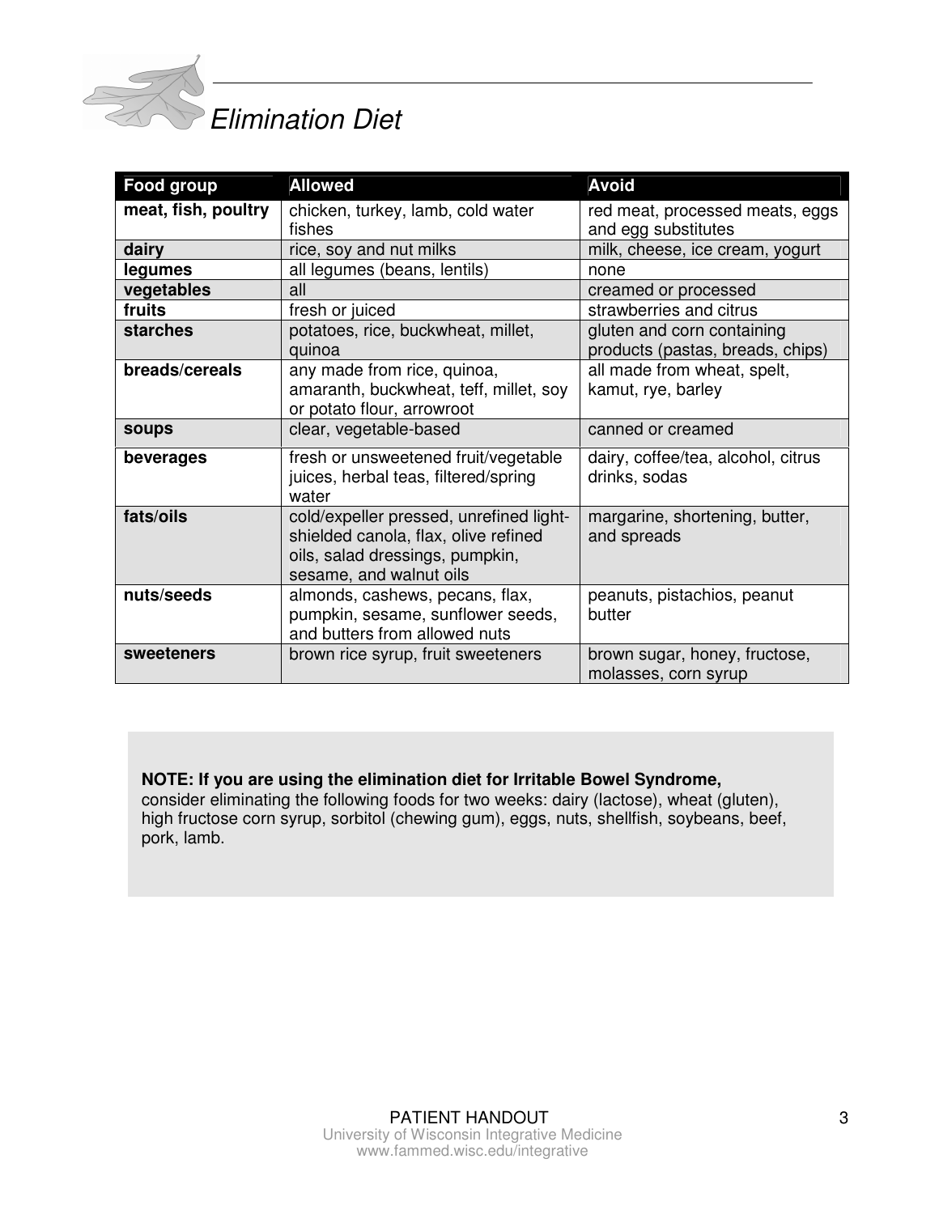# Elimination Diet

| Food group | Allowed | Avoid |
|---|---|---|
| **meat, fish, poultry** | chicken, turkey, lamb, cold water fishes | red meat, processed meats, eggs and egg substitutes |
| **dairy** | rice, soy and nut milks | milk, cheese, ice cream, yogurt |
| **legumes** | all legumes (beans, lentils) | none |
| **vegetables** | all | creamed or processed |
| **fruits** | fresh or juiced | strawberries and citrus |
| **starches** | potatoes, rice, buckwheat, millet, quinoa | gluten and corn containing products (pastas, breads, chips) |
| **breads/cereals** | any made from rice, quinoa, amaranth, buckwheat, teff, millet, soy or potato flour, arrowroot | all made from wheat, spelt, kamut, rye, barley |
| **soups** | clear, vegetable-based | canned or creamed |
| **beverages** | fresh or unsweetened fruit/vegetable juices, herbal teas, filtered/spring water | dairy, coffee/tea, alcohol, citrus drinks, sodas |
| **fats/oils** | cold/expeller pressed, unrefined light-shielded canola, flax, olive refined oils, salad dressings, pumpkin, sesame, and walnut oils | margarine, shortening, butter, and spreads |
| **nuts/seeds** | almonds, cashews, pecans, flax, pumpkin, sesame, sunflower seeds, and butters from allowed nuts | peanuts, pistachios, peanut butter |
| **sweeteners** | brown rice syrup, fruit sweeteners | brown sugar, honey, fructose, molasses, corn syrup |

**NOTE: If you are using the elimination diet for Irritable Bowel Syndrome,** consider eliminating the following foods for two weeks: dairy (lactose), wheat (gluten), high fructose corn syrup, sorbitol (chewing gum), eggs, nuts, shellfish, soybeans, beef, pork, lamb.

PATIENT HANDOUT
University of Wisconsin Integrative Medicine
www.fammed.wisc.edu/integrative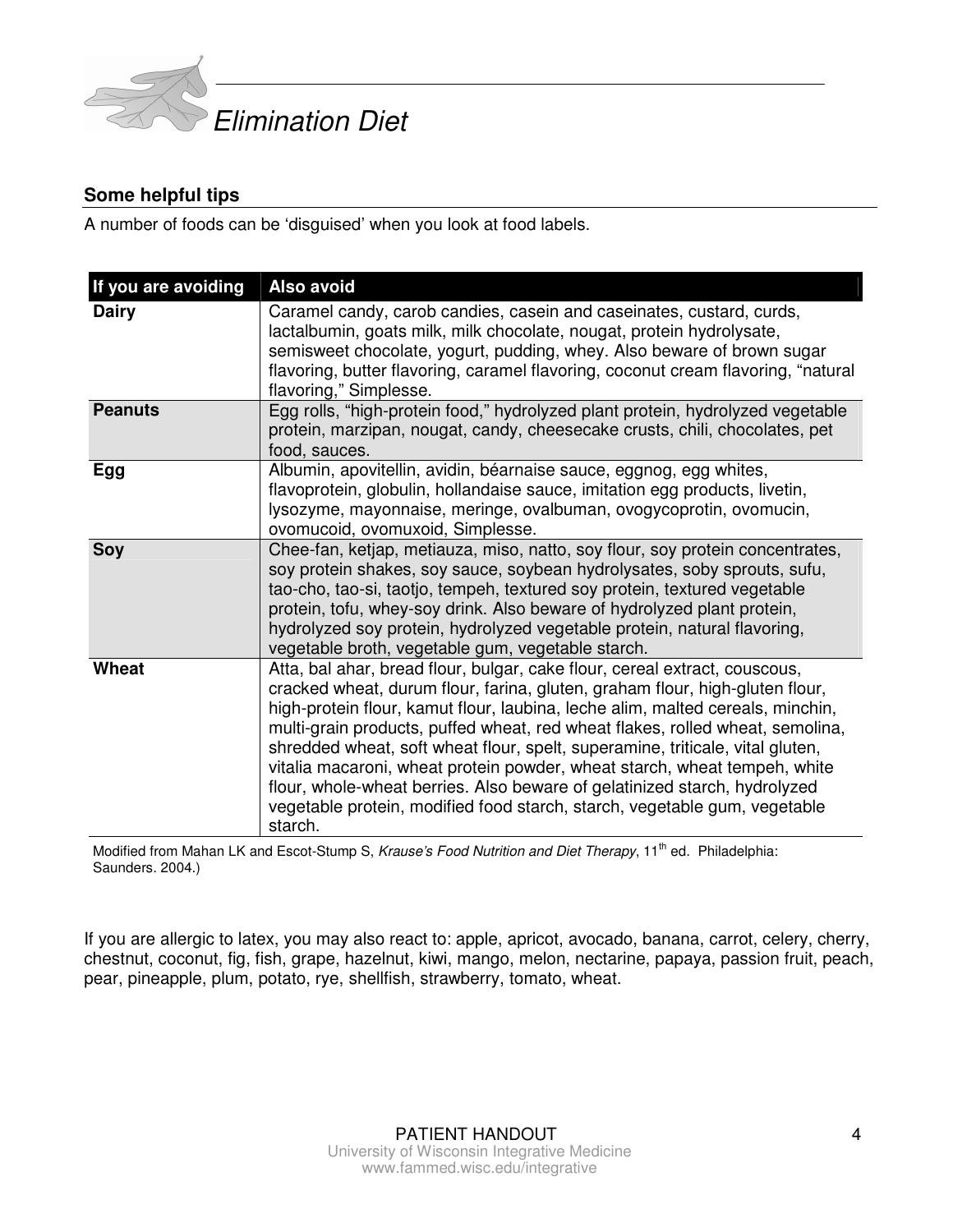# Elimination Diet

## Some helpful tips

A number of foods can be 'disguised' when you look at food labels.

| If you are avoiding | Also avoid |
|---|---|
| **Dairy** | Caramel candy, carob candies, casein and caseinates, custard, curds, lactalbumin, goats milk, milk chocolate, nougat, protein hydrolysate, semisweet chocolate, yogurt, pudding, whey. Also beware of brown sugar flavoring, butter flavoring, caramel flavoring, coconut cream flavoring, "natural flavoring," Simplesse. |
| **Peanuts** | Egg rolls, "high-protein food," hydrolyzed plant protein, hydrolyzed vegetable protein, marzipan, nougat, candy, cheesecake crusts, chili, chocolates, pet food, sauces. |
| **Egg** | Albumin, apovitellin, avidin, béarnaise sauce, eggnog, egg whites, flavoprotein, globulin, hollandaise sauce, imitation egg products, livetin, lysozyme, mayonnaise, meringe, ovalbuman, ovogycoprotin, ovomucin, ovomucoid, ovomuxoid, Simplesse. |
| **Soy** | Chee-fan, ketjap, metiauza, miso, natto, soy flour, soy protein concentrates, soy protein shakes, soy sauce, soybean hydrolysates, soby sprouts, sufu, tao-cho, tao-si, taotjo, tempeh, textured soy protein, textured vegetable protein, tofu, whey-soy drink. Also beware of hydrolyzed plant protein, hydrolyzed soy protein, hydrolyzed vegetable protein, natural flavoring, vegetable broth, vegetable gum, vegetable starch. |
| **Wheat** | Atta, bal ahar, bread flour, bulgar, cake flour, cereal extract, couscous, cracked wheat, durum flour, farina, gluten, graham flour, high-gluten flour, high-protein flour, kamut flour, laubina, leche alim, malted cereals, minchin, multi-grain products, puffed wheat, red wheat flakes, rolled wheat, semolina, shredded wheat, soft wheat flour, spelt, superamine, triticale, vital gluten, vitalia macaroni, wheat protein powder, wheat starch, wheat tempeh, white flour, whole-wheat berries. Also beware of gelatinized starch, hydrolyzed vegetable protein, modified food starch, starch, vegetable gum, vegetable starch. |

Modified from Mahan LK and Escot-Stump S, *Krause's Food Nutrition and Diet Therapy*, 11th ed. Philadelphia: Saunders. 2004.)

If you are allergic to latex, you may also react to: apple, apricot, avocado, banana, carrot, celery, cherry, chestnut, coconut, fig, fish, grape, hazelnut, kiwi, mango, melon, nectarine, papaya, passion fruit, peach, pear, pineapple, plum, potato, rye, shellfish, strawberry, tomato, wheat.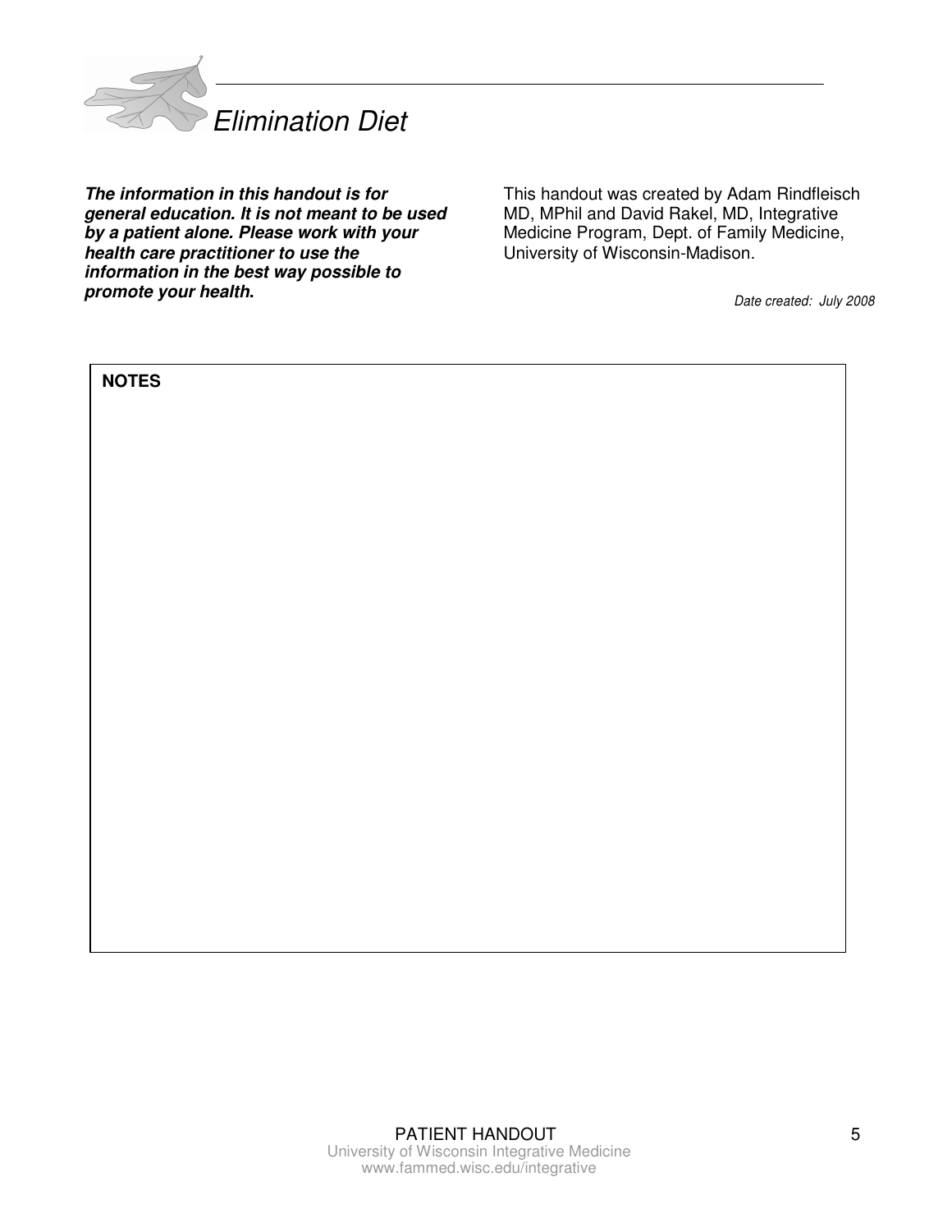# Elimination Diet

***The information in this handout is for general education. It is not meant to be used by a patient alone. Please work with your health care practitioner to use the information in the best way possible to promote your health.***

This handout was created by Adam Rindfleisch MD, MPhil and David Rakel, MD, Integrative Medicine Program, Dept. of Family Medicine, University of Wisconsin-Madison.

*Date created: July 2008*

**NOTES**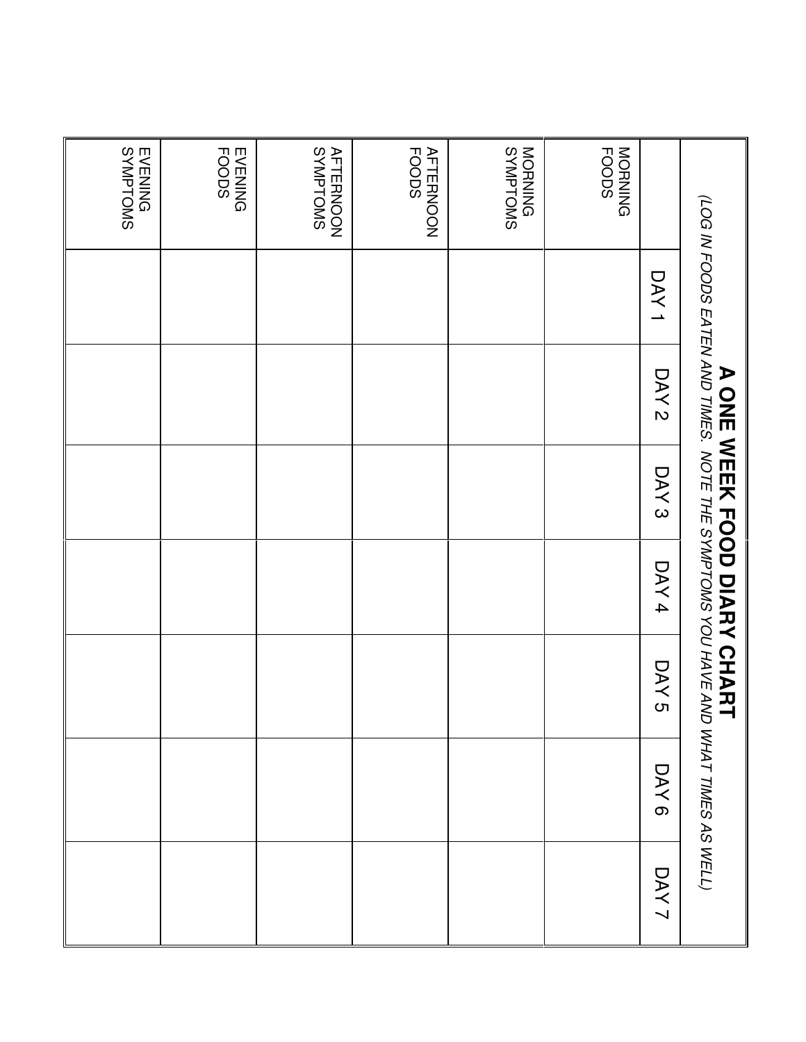# A ONE WEEK FOOD DIARY CHART

*(LOG IN FOODS EATEN AND TIMES. NOTE THE SYMPTOMS YOU HAVE AND WHAT TIMES AS WELL)*

| | DAY 1 | DAY 2 | DAY 3 | DAY 4 | DAY 5 | DAY 6 | DAY 7 |
|---|---|---|---|---|---|---|---|
| MORNING FOODS | | | | | | | |
| MORNING SYMPTOMS | | | | | | | |
| AFTERNOON FOODS | | | | | | | |
| AFTERNOON SYMPTOMS | | | | | | | |
| EVENING FOODS | | | | | | | |
| EVENING SYMPTOMS | | | | | | | |